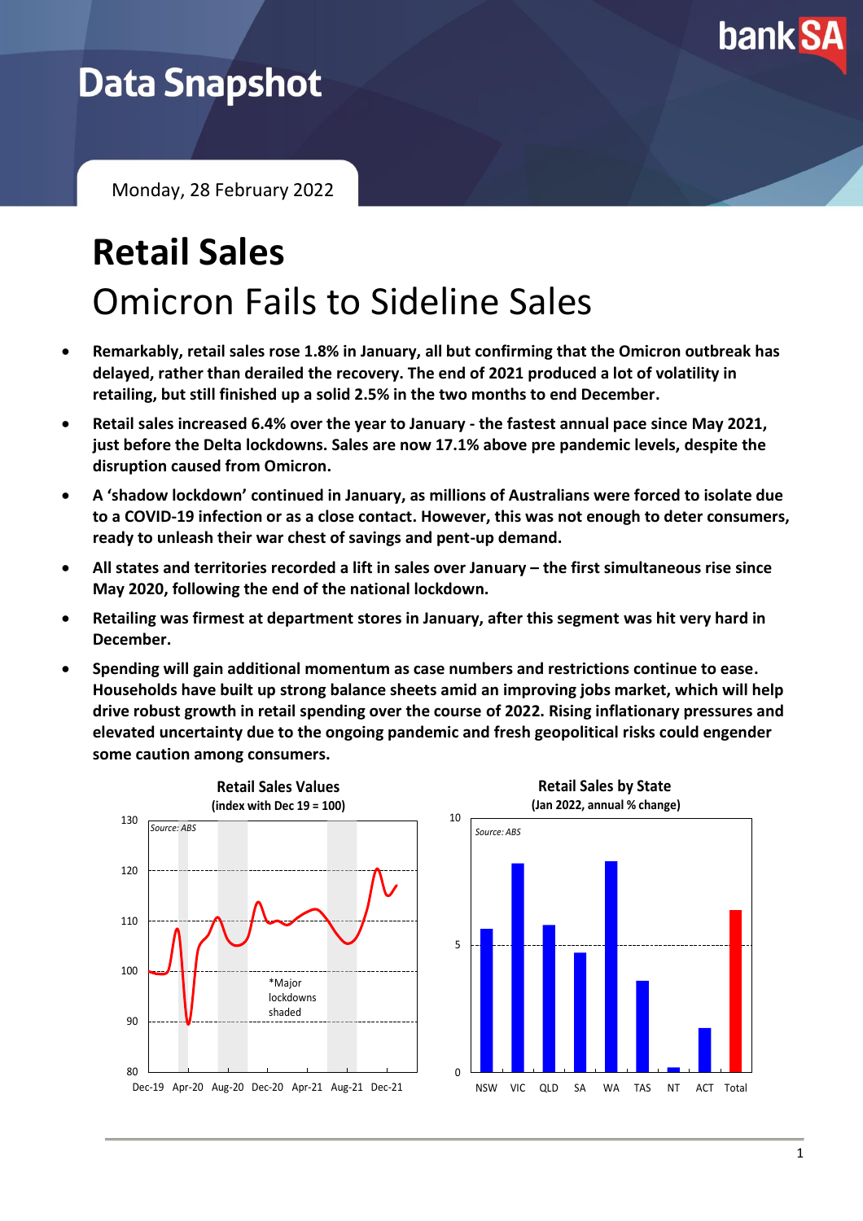# Data Snapshot

Monday, 28 February 2022

# Retail Sales

## Omicron Fails to Sideline Sales

- **Remarkably, retail sales rose 1.8% in January, all but confirming that the Omicron outbreak has delayed, rather than derailed the recovery. The end of 2021 produced a lot of volatility in retailing, but still finished up a solid 2.5% in the two months to end December.**
- **Retail sales increased 6.4% over the year to January - the fastest annual pace since May 2021, just before the Delta lockdowns. Sales are now 17.1% above pre pandemic levels, despite the disruption caused from Omicron.**
- **A 'shadow lockdown' continued in January, as millions of Australians were forced to isolate due to a COVID-19 infection or as a close contact. However, this was not enough to deter consumers, ready to unleash their war chest of savings and pent-up demand.**
- **All states and territories recorded a lift in sales over January – the first simultaneous rise since May 2020, following the end of the national lockdown.**
- **Retailing was firmest at department stores in January, after this segment was hit very hard in December.**
- **Spending will gain additional momentum as case numbers and restrictions continue to ease. Households have built up strong balance sheets amid an improving jobs market, which will help drive robust growth in retail spending over the course of 2022. Rising inflationary pressures and elevated uncertainty due to the ongoing pandemic and fresh geopolitical risks could engender some caution among consumers.**

**Retail Sales Values**
**(index with Dec 19 = 100)**

*Source: ABS*

*Major lockdowns shaded

**Retail Sales by State**
**(Jan 2022, annual % change)**

*Source: ABS*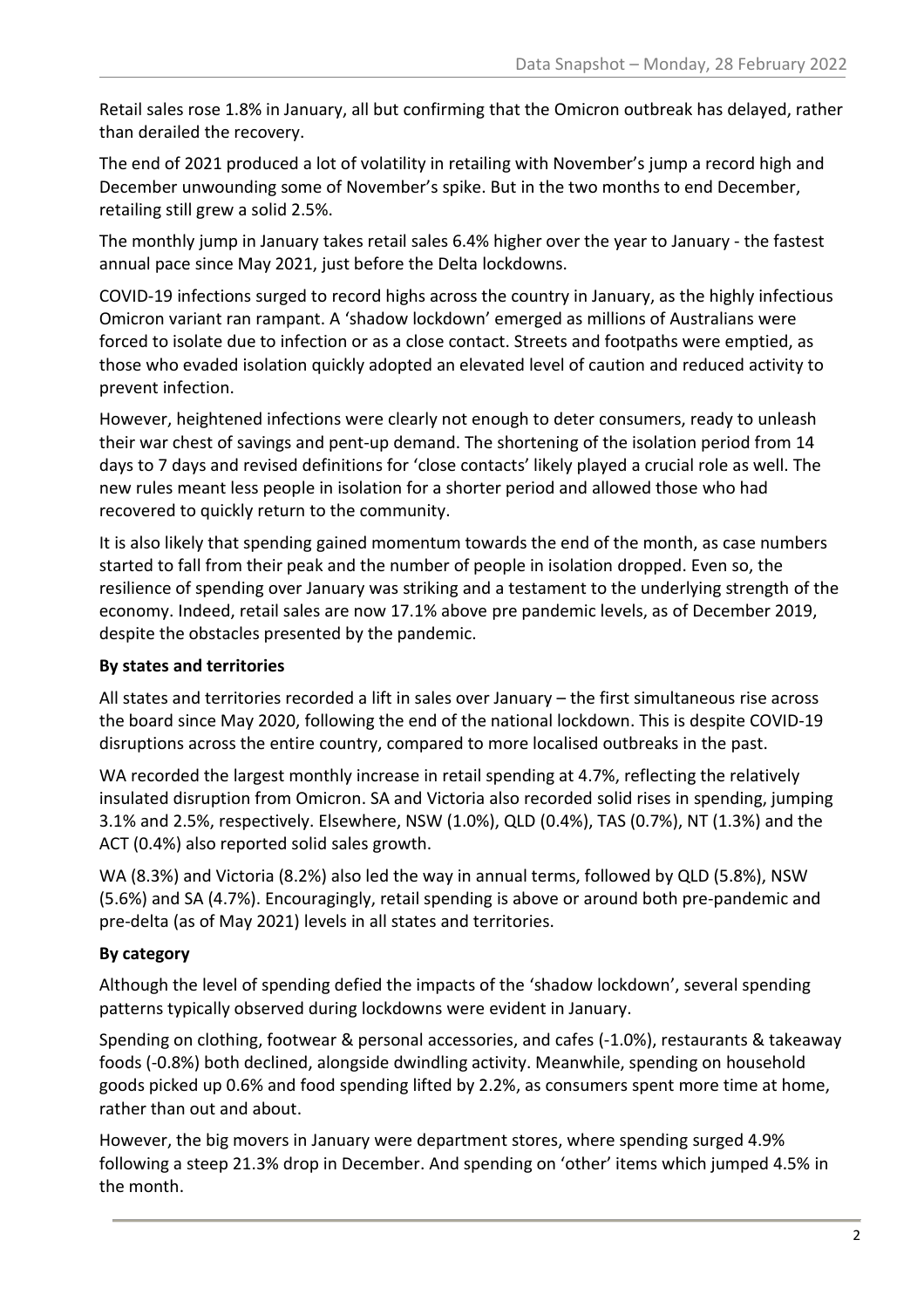Retail sales rose 1.8% in January, all but confirming that the Omicron outbreak has delayed, rather than derailed the recovery.

The end of 2021 produced a lot of volatility in retailing with November's jump a record high and December unwounding some of November's spike. But in the two months to end December, retailing still grew a solid 2.5%.

The monthly jump in January takes retail sales 6.4% higher over the year to January - the fastest annual pace since May 2021, just before the Delta lockdowns.

COVID-19 infections surged to record highs across the country in January, as the highly infectious Omicron variant ran rampant. A 'shadow lockdown' emerged as millions of Australians were forced to isolate due to infection or as a close contact. Streets and footpaths were emptied, as those who evaded isolation quickly adopted an elevated level of caution and reduced activity to prevent infection.

However, heightened infections were clearly not enough to deter consumers, ready to unleash their war chest of savings and pent-up demand. The shortening of the isolation period from 14 days to 7 days and revised definitions for 'close contacts' likely played a crucial role as well. The new rules meant less people in isolation for a shorter period and allowed those who had recovered to quickly return to the community.

It is also likely that spending gained momentum towards the end of the month, as case numbers started to fall from their peak and the number of people in isolation dropped. Even so, the resilience of spending over January was striking and a testament to the underlying strength of the economy. Indeed, retail sales are now 17.1% above pre pandemic levels, as of December 2019, despite the obstacles presented by the pandemic.

**By states and territories**

All states and territories recorded a lift in sales over January – the first simultaneous rise across the board since May 2020, following the end of the national lockdown. This is despite COVID-19 disruptions across the entire country, compared to more localised outbreaks in the past.

WA recorded the largest monthly increase in retail spending at 4.7%, reflecting the relatively insulated disruption from Omicron. SA and Victoria also recorded solid rises in spending, jumping 3.1% and 2.5%, respectively. Elsewhere, NSW (1.0%), QLD (0.4%), TAS (0.7%), NT (1.3%) and the ACT (0.4%) also reported solid sales growth.

WA (8.3%) and Victoria (8.2%) also led the way in annual terms, followed by QLD (5.8%), NSW (5.6%) and SA (4.7%). Encouragingly, retail spending is above or around both pre-pandemic and pre-delta (as of May 2021) levels in all states and territories.

**By category**

Although the level of spending defied the impacts of the 'shadow lockdown', several spending patterns typically observed during lockdowns were evident in January.

Spending on clothing, footwear & personal accessories, and cafes (-1.0%), restaurants & takeaway foods (-0.8%) both declined, alongside dwindling activity. Meanwhile, spending on household goods picked up 0.6% and food spending lifted by 2.2%, as consumers spent more time at home, rather than out and about.

However, the big movers in January were department stores, where spending surged 4.9% following a steep 21.3% drop in December. And spending on 'other' items which jumped 4.5% in the month.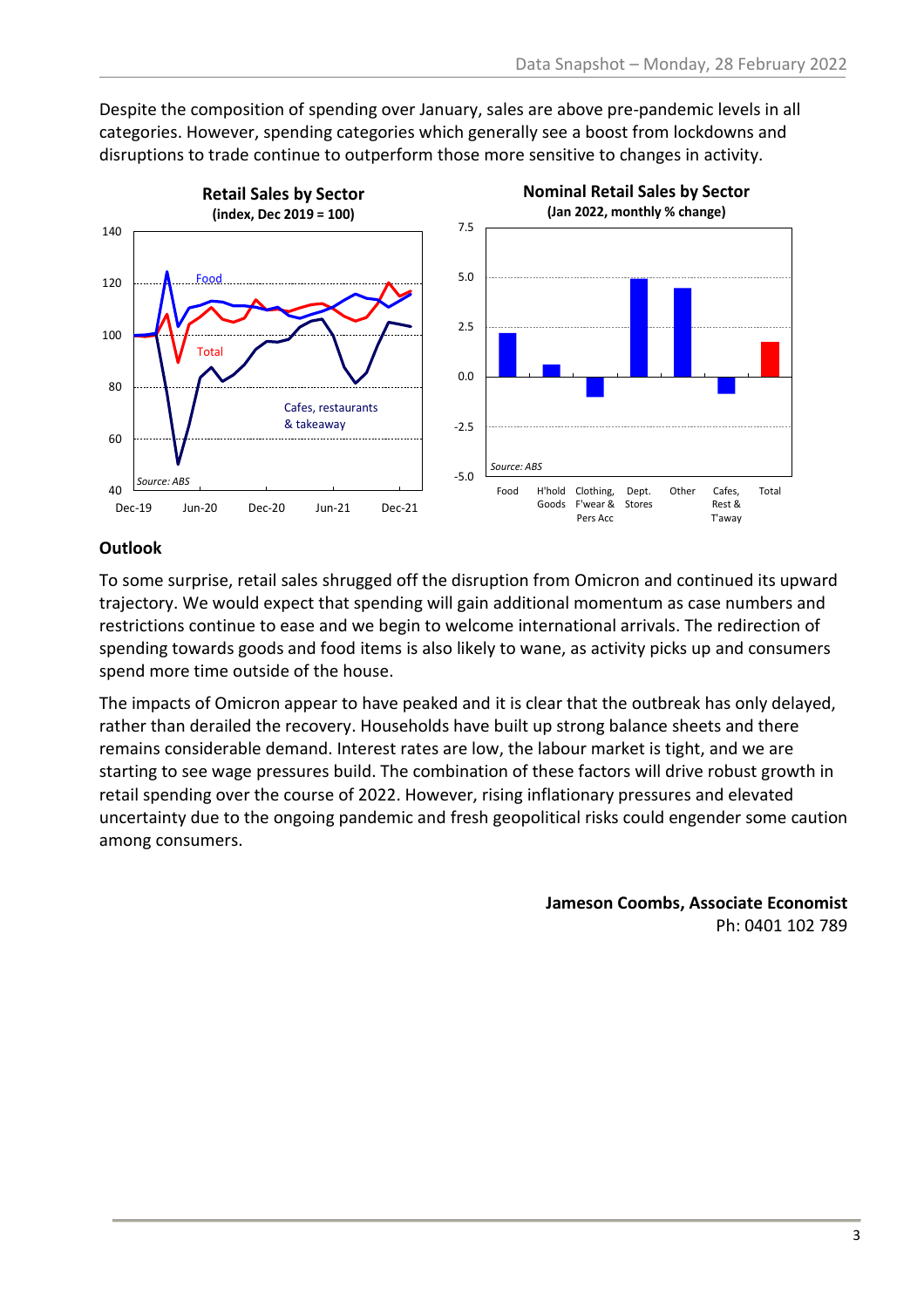Despite the composition of spending over January, sales are above pre-pandemic levels in all categories. However, spending categories which generally see a boost from lockdowns and disruptions to trade continue to outperform those more sensitive to changes in activity.

**Retail Sales by Sector**
**(index, Dec 2019 = 100)**

Source: ABS

**Nominal Retail Sales by Sector**
**(Jan 2022, monthly % change)**

Source: ABS

## Outlook

To some surprise, retail sales shrugged off the disruption from Omicron and continued its upward trajectory. We would expect that spending will gain additional momentum as case numbers and restrictions continue to ease and we begin to welcome international arrivals. The redirection of spending towards goods and food items is also likely to wane, as activity picks up and consumers spend more time outside of the house.

The impacts of Omicron appear to have peaked and it is clear that the outbreak has only delayed, rather than derailed the recovery. Households have built up strong balance sheets and there remains considerable demand. Interest rates are low, the labour market is tight, and we are starting to see wage pressures build. The combination of these factors will drive robust growth in retail spending over the course of 2022. However, rising inflationary pressures and elevated uncertainty due to the ongoing pandemic and fresh geopolitical risks could engender some caution among consumers.

**Jameson Coombs, Associate Economist**
Ph: 0401 102 789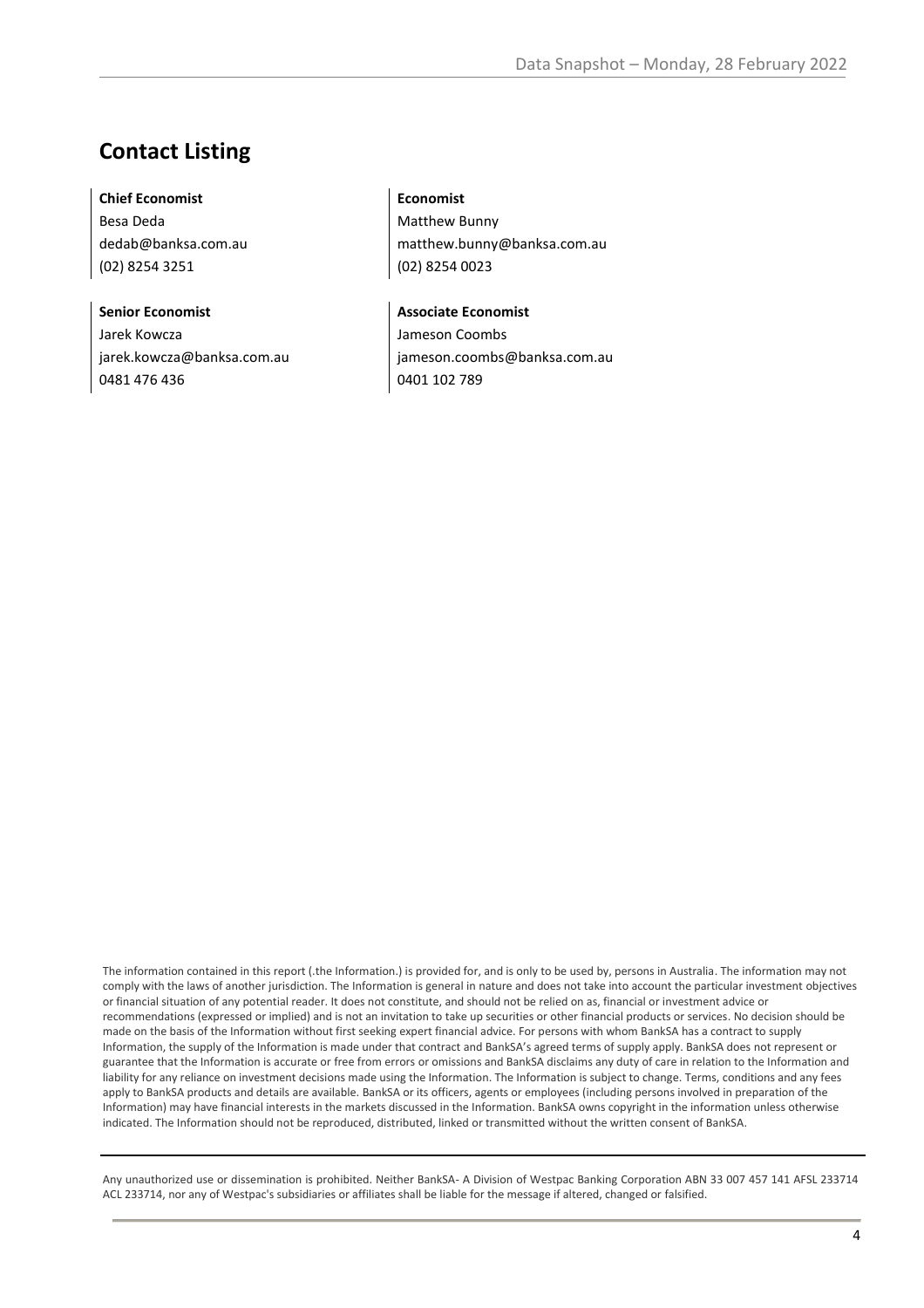## Contact Listing

**Chief Economist**
Besa Deda
dedab@banksa.com.au
(02) 8254 3251

**Senior Economist**
Jarek Kowcza
jarek.kowcza@banksa.com.au
0481 476 436

**Economist**
Matthew Bunny
matthew.bunny@banksa.com.au
(02) 8254 0023

**Associate Economist**
Jameson Coombs
jameson.coombs@banksa.com.au
0401 102 789

The information contained in this report (.the Information.) is provided for, and is only to be used by, persons in Australia. The information may not comply with the laws of another jurisdiction. The Information is general in nature and does not take into account the particular investment objectives or financial situation of any potential reader. It does not constitute, and should not be relied on as, financial or investment advice or recommendations (expressed or implied) and is not an invitation to take up securities or other financial products or services. No decision should be made on the basis of the Information without first seeking expert financial advice. For persons with whom BankSA has a contract to supply Information, the supply of the Information is made under that contract and BankSA's agreed terms of supply apply. BankSA does not represent or guarantee that the Information is accurate or free from errors or omissions and BankSA disclaims any duty of care in relation to the Information and liability for any reliance on investment decisions made using the Information. The Information is subject to change. Terms, conditions and any fees apply to BankSA products and details are available. BankSA or its officers, agents or employees (including persons involved in preparation of the Information) may have financial interests in the markets discussed in the Information. BankSA owns copyright in the information unless otherwise indicated. The Information should not be reproduced, distributed, linked or transmitted without the written consent of BankSA.

Any unauthorized use or dissemination is prohibited. Neither BankSA- A Division of Westpac Banking Corporation ABN 33 007 457 141 AFSL 233714 ACL 233714, nor any of Westpac's subsidiaries or affiliates shall be liable for the message if altered, changed or falsified.